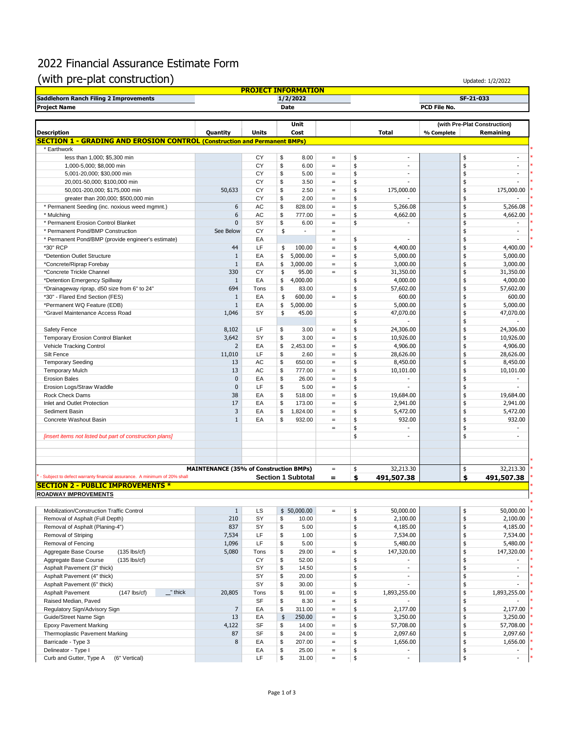# 2022 Financial Assurance Estimate Form

# (with pre-plat construction)

Updated: 1/2/2022

| PROJECT INFORMATION | | |
|---|---|---|
| Saddlehorn Ranch Filing 2 Improvements | 1/2/2022 | SF-21-033 |
| Project Name | Date | PCD File No. |

| Description | Quantity | Units | Unit Cost | | Total | % Complete (with Pre-Plat Construction) | Remaining (with Pre-Plat Construction) |
|---|---|---|---|---|---|---|---|
| **SECTION 1 - GRADING AND EROSION CONTROL (Construction and Permanent BMPs)** | | | | | | | |
| * Earthwork | | | | | | | |
| less than 1,000; $5,300 min | | CY | $ 8.00 | = | $ - | | $ - |
| 1,000-5,000; $8,000 min | | CY | $ 6.00 | = | $ - | | $ - |
| 5,001-20,000; $30,000 min | | CY | $ 5.00 | = | $ - | | $ - |
| 20,001-50,000; $100,000 min | | CY | $ 3.50 | = | $ - | | $ - |
| 50,001-200,000; $175,000 min | 50,633 | CY | $ 2.50 | = | $ 175,000.00 | | $ 175,000.00 |
| greater than 200,000; $500,000 min | | CY | $ 2.00 | = | $ - | | $ - |
| * Permanent Seeding (inc. noxious weed mgmnt.) | 6 | AC | $ 828.00 | = | $ 5,266.08 | | $ 5,266.08 |
| * Mulching | 6 | AC | $ 777.00 | = | $ 4,662.00 | | $ 4,662.00 |
| * Permanent Erosion Control Blanket | 0 | SY | $ 6.00 | = | $ - | | $ - |
| * Permanent Pond/BMP Construction | See Below | CY | $ - | = | | | $ - |
| * Permanent Pond/BMP (provide engineer's estimate) | | EA | | = | $ - | | $ - |
| *30" RCP | 44 | LF | $ 100.00 | = | $ 4,400.00 | | $ 4,400.00 |
| *Detention Outlet Structure | 1 | EA | $ 5,000.00 | = | $ 5,000.00 | | $ 5,000.00 |
| *Concrete/Riprap Forebay | 1 | EA | $ 3,000.00 | = | $ 3,000.00 | | $ 3,000.00 |
| *Concrete Trickle Channel | 330 | CY | $ 95.00 | = | $ 31,350.00 | | $ 31,350.00 |
| *Detention Emergency Spillway | 1 | EA | $ 4,000.00 | | $ 4,000.00 | | $ 4,000.00 |
| *Drainageway riprap, d50 size from 6" to 24" | 694 | Tons | $ 83.00 | | $ 57,602.00 | | $ 57,602.00 |
| *30" - Flared End Section (FES) | 1 | EA | $ 600.00 | = | $ 600.00 | | $ 600.00 |
| *Permanent WQ Feature (EDB) | 1 | EA | $ 5,000.00 | | $ 5,000.00 | | $ 5,000.00 |
| *Gravel Maintenance Access Road | 1,046 | SY | $ 45.00 | | $ 47,070.00 | | $ 47,070.00 |
| | | | | | $ - | | $ - |
| Safety Fence | 8,102 | LF | $ 3.00 | = | $ 24,306.00 | | $ 24,306.00 |
| Temporary Erosion Control Blanket | 3,642 | SY | $ 3.00 | = | $ 10,926.00 | | $ 10,926.00 |
| Vehicle Tracking Control | 2 | EA | $ 2,453.00 | = | $ 4,906.00 | | $ 4,906.00 |
| Silt Fence | 11,010 | LF | $ 2.60 | = | $ 28,626.00 | | $ 28,626.00 |
| Temporary Seeding | 13 | AC | $ 650.00 | = | $ 8,450.00 | | $ 8,450.00 |
| Temporary Mulch | 13 | AC | $ 777.00 | = | $ 10,101.00 | | $ 10,101.00 |
| Erosion Bales | 0 | EA | $ 26.00 | = | $ - | | $ - |
| Erosion Logs/Straw Waddle | 0 | LF | $ 5.00 | = | $ - | | $ - |
| Rock Check Dams | 38 | EA | $ 518.00 | = | $ 19,684.00 | | $ 19,684.00 |
| Inlet and Outlet Protection | 17 | EA | $ 173.00 | = | $ 2,941.00 | | $ 2,941.00 |
| Sediment Basin | 3 | EA | $ 1,824.00 | = | $ 5,472.00 | | $ 5,472.00 |
| Concrete Washout Basin | 1 | EA | $ 932.00 | = | $ 932.00 | | $ 932.00 |
| | | | | = | $ - | | $ - |
| *[insert items not listed but part of construction plans]* | | | | | $ - | | $ - |
| | **MAINTENANCE (35% of Construction BMPs)** | | | = | $ 32,213.30 | | $ 32,213.30 |
| * - Subject to defect warranty financial assurance. A minimum of 20% shall | | | **Section 1 Subtotal** | **=** | **$ 491,507.38** | | **$ 491,507.38** |
| **SECTION 2 - PUBLIC IMPROVEMENTS *** | | | | | | | |
| **ROADWAY IMPROVEMENTS** | | | | | | | |
| Mobilization/Construction Traffic Control | 1 | LS | $ 50,000.00 | = | $ 50,000.00 | | $ 50,000.00 |
| Removal of Asphalt (Full Depth) | 210 | SY | $ 10.00 | | $ 2,100.00 | | $ 2,100.00 |
| Removal of Asphalt (Planing-4") | 837 | SY | $ 5.00 | | $ 4,185.00 | | $ 4,185.00 |
| Removal of Striping | 7,534 | LF | $ 1.00 | | $ 7,534.00 | | $ 7,534.00 |
| Removal of Fencing | 1,096 | LF | $ 5.00 | | $ 5,480.00 | | $ 5,480.00 |
| Aggregate Base Course (135 lbs/cf) | 5,080 | Tons | $ 29.00 | = | $ 147,320.00 | | $ 147,320.00 |
| Aggregate Base Course (135 lbs/cf) | | CY | $ 52.00 | | $ - | | $ - |
| Asphalt Pavement (3" thick) | | SY | $ 14.50 | | $ - | | $ - |
| Asphalt Pavement (4" thick) | | SY | $ 20.00 | | $ - | | $ - |
| Asphalt Pavement (6" thick) | | SY | $ 30.00 | | $ - | | $ - |
| Asphalt Pavement (147 lbs/cf) __" thick | 20,805 | Tons | $ 91.00 | = | $ 1,893,255.00 | | $ 1,893,255.00 |
| Raised Median, Paved | | SF | $ 8.30 | = | $ - | | $ - |
| Regulatory Sign/Advisory Sign | 7 | EA | $ 311.00 | = | $ 2,177.00 | | $ 2,177.00 |
| Guide/Street Name Sign | 13 | EA | $ 250.00 | = | $ 3,250.00 | | $ 3,250.00 |
| Epoxy Pavement Marking | 4,122 | SF | $ 14.00 | = | $ 57,708.00 | | $ 57,708.00 |
| Thermoplastic Pavement Marking | 87 | SF | $ 24.00 | = | $ 2,097.60 | | $ 2,097.60 |
| Barricade - Type 3 | 8 | EA | $ 207.00 | = | $ 1,656.00 | | $ 1,656.00 |
| Delineator - Type I | | EA | $ 25.00 | = | $ - | | $ - |
| Curb and Gutter, Type A (6" Vertical) | | LF | $ 31.00 | = | $ - | | $ - |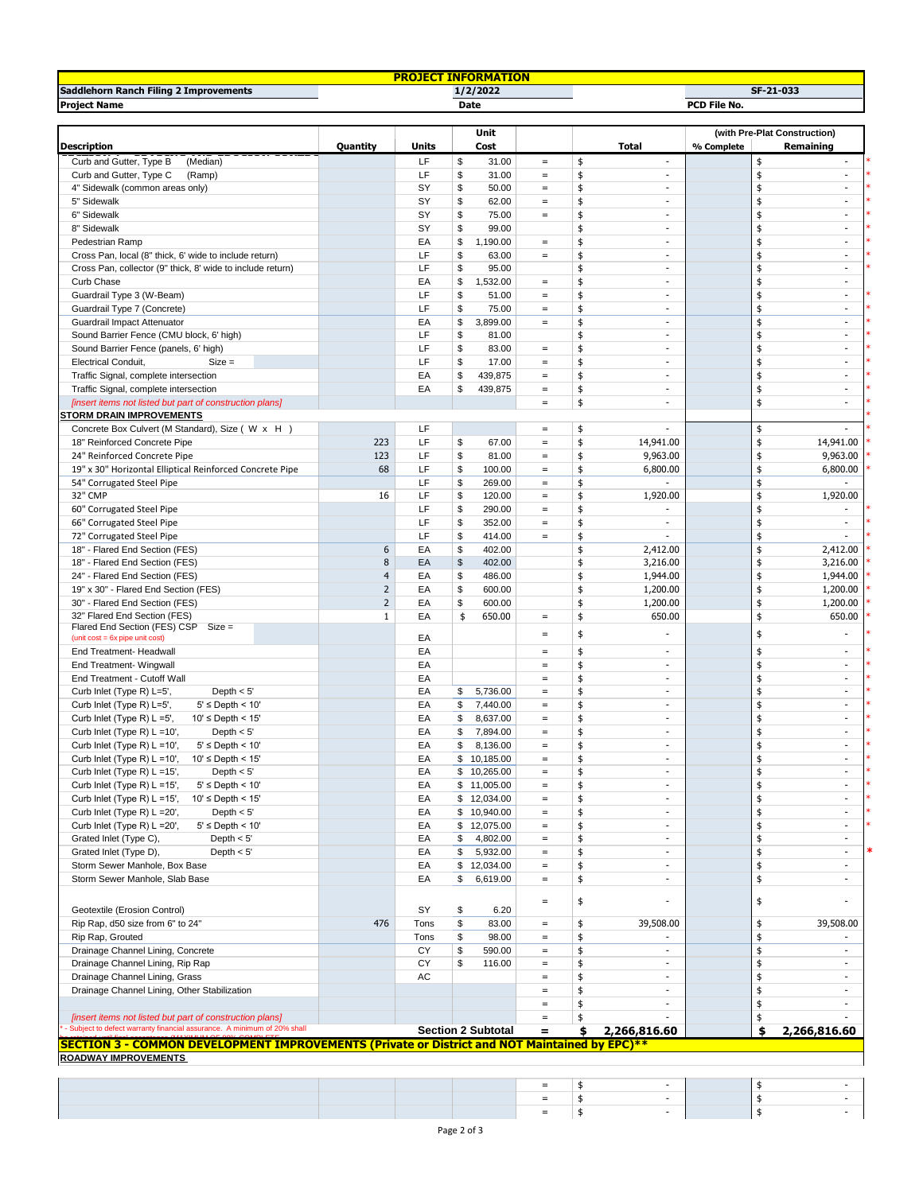| PROJECT INFORMATION | | |
|---|---|---|
| Saddlehorn Ranch Filing 2 Improvements | 1/2/2022 | SF-21-033 |
| Project Name | Date | PCD File No. |

| Description | Quantity | Units | Unit Cost | | Total | % Complete (with Pre-Plat Construction) | Remaining (with Pre-Plat Construction) | |
|---|---|---|---|---|---|---|---|---|
| Curb and Gutter, Type B (Median) | | LF | $ 31.00 | = | $ - | | $ - | * |
| Curb and Gutter, Type C (Ramp) | | LF | $ 31.00 | = | $ - | | $ - | * |
| 4" Sidewalk (common areas only) | | SY | $ 50.00 | = | $ - | | $ - | * |
| 5" Sidewalk | | SY | $ 62.00 | = | $ - | | $ - | * |
| 6" Sidewalk | | SY | $ 75.00 | = | $ - | | $ - | * |
| 8" Sidewalk | | SY | $ 99.00 | | $ - | | $ - | * |
| Pedestrian Ramp | | EA | $ 1,190.00 | = | $ - | | $ - | * |
| Cross Pan, local (8" thick, 6' wide to include return) | | LF | $ 63.00 | = | $ - | | $ - | * |
| Cross Pan, collector (9" thick, 8' wide to include return) | | LF | $ 95.00 | | $ - | | $ - | * |
| Curb Chase | | EA | $ 1,532.00 | = | $ - | | $ - | |
| Guardrail Type 3 (W-Beam) | | LF | $ 51.00 | = | $ - | | $ - | * |
| Guardrail Type 7 (Concrete) | | LF | $ 75.00 | = | $ - | | $ - | * |
| Guardrail Impact Attenuator | | EA | $ 3,899.00 | = | $ - | | $ - | * |
| Sound Barrier Fence (CMU block, 6' high) | | LF | $ 81.00 | | $ - | | $ - | * |
| Sound Barrier Fence (panels, 6' high) | | LF | $ 83.00 | = | $ - | | $ - | * |
| Electrical Conduit, Size = | | LF | $ 17.00 | = | $ - | | $ - | * |
| Traffic Signal, complete intersection | | EA | $ 439,875 | = | $ - | | $ - | * |
| Traffic Signal, complete intersection | | EA | $ 439,875 | = | $ - | | $ - | * |
| *[insert items not listed but part of construction plans]* | | | | = | $ - | | $ - | * |
| **STORM DRAIN IMPROVEMENTS** | | | | | | | | * |
| Concrete Box Culvert (M Standard), Size ( W x H ) | | LF | | = | $ - | | $ - | * |
| 18" Reinforced Concrete Pipe | 223 | LF | $ 67.00 | = | $ 14,941.00 | | $ 14,941.00 | * |
| 24" Reinforced Concrete Pipe | 123 | LF | $ 81.00 | = | $ 9,963.00 | | $ 9,963.00 | * |
| 19" x 30" Horizontal Elliptical Reinforced Concrete Pipe | 68 | LF | $ 100.00 | = | $ 6,800.00 | | $ 6,800.00 | * |
| 54" Corrugated Steel Pipe | | LF | $ 269.00 | = | $ - | | $ - | |
| 32" CMP | 16 | LF | $ 120.00 | = | $ 1,920.00 | | $ 1,920.00 | |
| 60" Corrugated Steel Pipe | | LF | $ 290.00 | = | $ - | | $ - | * |
| 66" Corrugated Steel Pipe | | LF | $ 352.00 | = | $ - | | $ - | * |
| 72" Corrugated Steel Pipe | | LF | $ 414.00 | = | $ - | | $ - | * |
| 18" - Flared End Section (FES) | 6 | EA | $ 402.00 | | $ 2,412.00 | | $ 2,412.00 | * |
| 18" - Flared End Section (FES) | 8 | EA | $ 402.00 | | $ 3,216.00 | | $ 3,216.00 | * |
| 24" - Flared End Section (FES) | 4 | EA | $ 486.00 | | $ 1,944.00 | | $ 1,944.00 | * |
| 19" x 30" - Flared End Section (FES) | 2 | EA | $ 600.00 | | $ 1,200.00 | | $ 1,200.00 | * |
| 30" - Flared End Section (FES) | 2 | EA | $ 600.00 | | $ 1,200.00 | | $ 1,200.00 | * |
| 32" Flared End Section (FES) | 1 | EA | $ 650.00 | = | $ 650.00 | | $ 650.00 | * |
| Flared End Section (FES) CSP Size = (unit cost = 6x pipe unit cost) | | EA | | = | $ - | | $ - | * |
| End Treatment- Headwall | | EA | | = | $ - | | $ - | * |
| End Treatment- Wingwall | | EA | | = | $ - | | $ - | * |
| End Treatment - Cutoff Wall | | EA | | = | $ - | | $ - | * |
| Curb Inlet (Type R) L=5', Depth < 5' | | EA | $ 5,736.00 | = | $ - | | $ - | * |
| Curb Inlet (Type R) L=5', 5' ≤ Depth < 10' | | EA | $ 7,440.00 | = | $ - | | $ - | * |
| Curb Inlet (Type R) L =5', 10' ≤ Depth < 15' | | EA | $ 8,637.00 | = | $ - | | $ - | * |
| Curb Inlet (Type R) L =10', Depth < 5' | | EA | $ 7,894.00 | = | $ - | | $ - | * |
| Curb Inlet (Type R) L =10', 5' ≤ Depth < 10' | | EA | $ 8,136.00 | = | $ - | | $ - | * |
| Curb Inlet (Type R) L =10', 10' ≤ Depth < 15' | | EA | $ 10,185.00 | = | $ - | | $ - | * |
| Curb Inlet (Type R) L =15', Depth < 5' | | EA | $ 10,265.00 | = | $ - | | $ - | * |
| Curb Inlet (Type R) L =15', 5' ≤ Depth < 10' | | EA | $ 11,005.00 | = | $ - | | $ - | * |
| Curb Inlet (Type R) L =15', 10' ≤ Depth < 15' | | EA | $ 12,034.00 | = | $ - | | $ - | * |
| Curb Inlet (Type R) L =20', Depth < 5' | | EA | $ 10,940.00 | = | $ - | | $ - | * |
| Curb Inlet (Type R) L =20', 5' ≤ Depth < 10' | | EA | $ 12,075.00 | = | $ - | | $ - | * |
| Grated Inlet (Type C), Depth < 5' | | EA | $ 4,802.00 | = | $ - | | $ - | |
| Grated Inlet (Type D), Depth < 5' | | EA | $ 5,932.00 | = | $ - | | $ - | * |
| Storm Sewer Manhole, Box Base | | EA | $ 12,034.00 | = | $ - | | $ - | |
| Storm Sewer Manhole, Slab Base | | EA | $ 6,619.00 | = | $ - | | $ - | |
| Geotextile (Erosion Control) | | SY | $ 6.20 | = | $ - | | $ - | |
| Rip Rap, d50 size from 6" to 24" | 476 | Tons | $ 83.00 | = | $ 39,508.00 | | $ 39,508.00 | |
| Rip Rap, Grouted | | Tons | $ 98.00 | = | $ - | | $ - | |
| Drainage Channel Lining, Concrete | | CY | $ 590.00 | = | $ - | | $ - | |
| Drainage Channel Lining, Rip Rap | | CY | $ 116.00 | = | $ - | | $ - | |
| Drainage Channel Lining, Grass | | AC | | = | $ - | | $ - | |
| Drainage Channel Lining, Other Stabilization | | | | = | $ - | | $ - | |
| | | | | = | $ - | | $ - | |
| *[insert items not listed but part of construction plans]* | | | | = | $ - | | $ - | |
| | | | **Section 2 Subtotal** | **=** | **$ 2,266,816.60** | | **$ 2,266,816.60** | |

* - Subject to defect warranty financial assurance. A minimum of 20% shall

## SECTION 3 - COMMON DEVELOPMENT IMPROVEMENTS (Private or District and NOT Maintained by EPC)**

**ROADWAY IMPROVEMENTS**

| Description | Quantity | Units | Unit Cost | | Total | % Complete | Remaining |
|---|---|---|---|---|---|---|---|
| | | | | = | $ - | | $ - |
| | | | | = | $ - | | $ - |
| | | | | = | $ - | | $ - |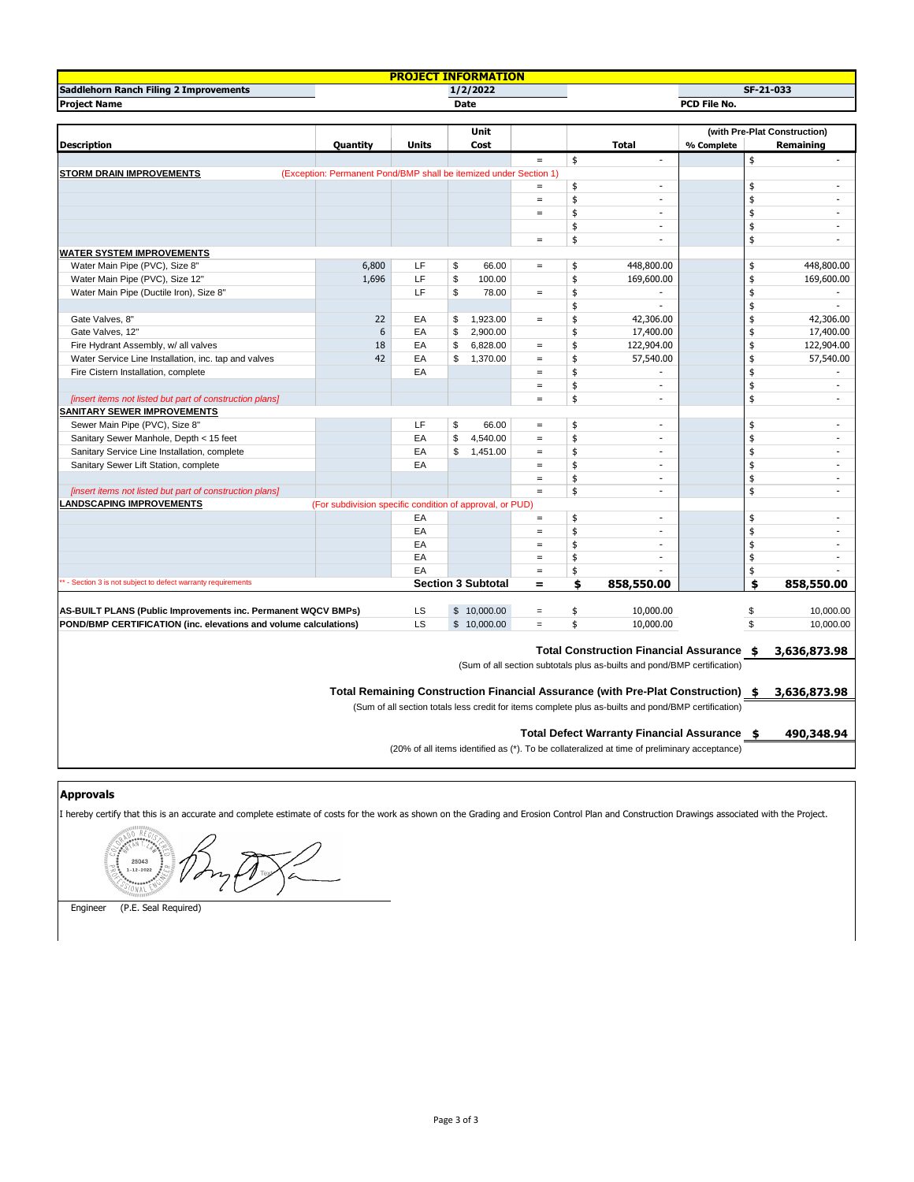## PROJECT INFORMATION

| Project Name | Date | PCD File No. |
|---|---|---|
| Saddlehorn Ranch Filing 2 Improvements | 1/2/2022 | SF-21-033 |

| Description | Quantity | Units | Unit Cost | | Total | % Complete (with Pre-Plat Construction) | Remaining (with Pre-Plat Construction) |
|---|---|---|---|---|---|---|---|
| | | | | = | $ - | | $ - |
| **STORM DRAIN IMPROVEMENTS** (Exception: Permanent Pond/BMP shall be itemized under Section 1) | | | | | | | |
| | | | | = | $ - | | $ - |
| | | | | = | $ - | | $ - |
| | | | | = | $ - | | $ - |
| | | | | | $ - | | $ - |
| | | | | = | $ - | | $ - |
| **WATER SYSTEM IMPROVEMENTS** | | | | | | | |
| Water Main Pipe (PVC), Size 8" | 6,800 | LF | $ 66.00 | = | $ 448,800.00 | | $ 448,800.00 |
| Water Main Pipe (PVC), Size 12" | 1,696 | LF | $ 100.00 | | $ 169,600.00 | | $ 169,600.00 |
| Water Main Pipe (Ductile Iron), Size 8" | | LF | $ 78.00 | = | $ - | | $ - |
| | | | | | $ - | | $ - |
| Gate Valves, 8" | 22 | EA | $ 1,923.00 | = | $ 42,306.00 | | $ 42,306.00 |
| Gate Valves, 12" | 6 | EA | $ 2,900.00 | | $ 17,400.00 | | $ 17,400.00 |
| Fire Hydrant Assembly, w/ all valves | 18 | EA | $ 6,828.00 | = | $ 122,904.00 | | $ 122,904.00 |
| Water Service Line Installation, inc. tap and valves | 42 | EA | $ 1,370.00 | = | $ 57,540.00 | | $ 57,540.00 |
| Fire Cistern Installation, complete | | EA | | = | $ - | | $ - |
| | | | | = | $ - | | $ - |
| *[insert items not listed but part of construction plans]* | | | | = | $ - | | $ - |
| **SANITARY SEWER IMPROVEMENTS** | | | | | | | |
| Sewer Main Pipe (PVC), Size 8" | | LF | $ 66.00 | = | $ - | | $ - |
| Sanitary Sewer Manhole, Depth < 15 feet | | EA | $ 4,540.00 | = | $ - | | $ - |
| Sanitary Service Line Installation, complete | | EA | $ 1,451.00 | = | $ - | | $ - |
| Sanitary Sewer Lift Station, complete | | EA | | = | $ - | | $ - |
| | | | | = | $ - | | $ - |
| *[insert items not listed but part of construction plans]* | | | | = | $ - | | $ - |
| **LANDSCAPING IMPROVEMENTS** (For subdivision specific condition of approval, or PUD) | | | | | | | |
| | | EA | | = | $ - | | $ - |
| | | EA | | = | $ - | | $ - |
| | | EA | | = | $ - | | $ - |
| | | EA | | = | $ - | | $ - |
| | | EA | | = | $ - | | $ - |
| ** - Section 3 is not subject to defect warranty requirements | | **Section 3 Subtotal** | | **=** | **$ 858,550.00** | | **$ 858,550.00** |
| **AS-BUILT PLANS (Public Improvements inc. Permanent WQCV BMPs)** | | LS | $ 10,000.00 | = | $ 10,000.00 | | $ 10,000.00 |
| **POND/BMP CERTIFICATION (inc. elevations and volume calculations)** | | LS | $ 10,000.00 | = | $ 10,000.00 | | $ 10,000.00 |

**Total Construction Financial Assurance $ 3,636,873.98**

(Sum of all section subtotals plus as-builts and pond/BMP certification)

**Total Remaining Construction Financial Assurance (with Pre-Plat Construction) $ 3,636,873.98**

(Sum of all section totals less credit for items complete plus as-builts and pond/BMP certification)

**Total Defect Warranty Financial Assurance $ 490,348.94**

(20% of all items identified as (*). To be collateralized at time of preliminary acceptance)

## Approvals

I hereby certify that this is an accurate and complete estimate of costs for the work as shown on the Grading and Erosion Control Plan and Construction Drawings associated with the Project.

Engineer (P.E. Seal Required)